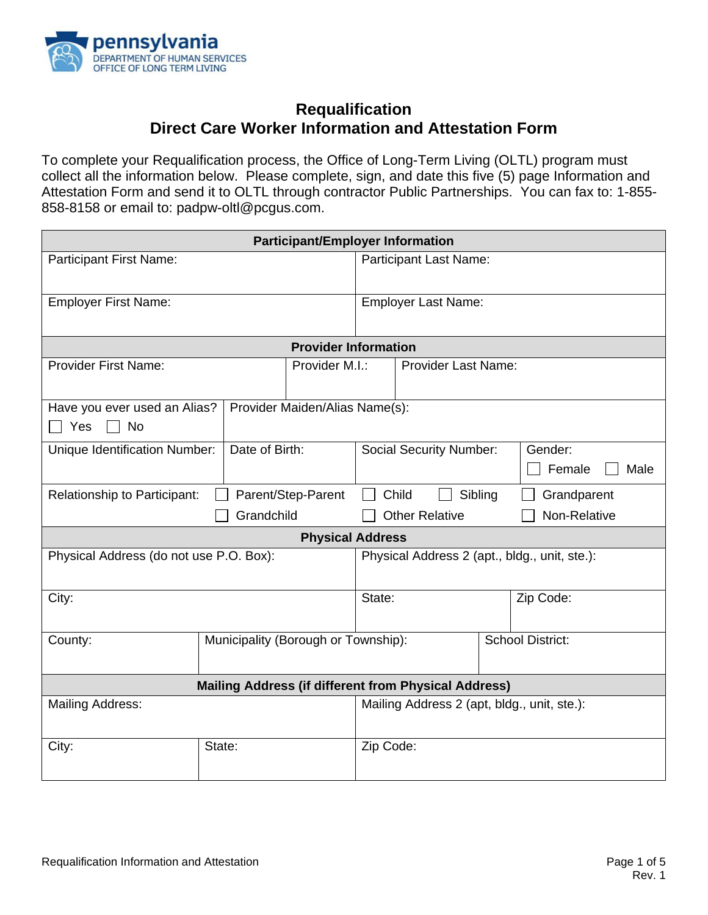pennsylvania
DEPARTMENT OF HUMAN SERVICES
OFFICE OF LONG TERM LIVING

# Requalification
# Direct Care Worker Information and Attestation Form

To complete your Requalification process, the Office of Long-Term Living (OLTL) program must collect all the information below. Please complete, sign, and date this five (5) page Information and Attestation Form and send it to OLTL through contractor Public Partnerships. You can fax to: 1-855-858-8158 or email to: padpw-oltl@pcgus.com.

| **Participant/Employer Information** | |
|---|---|
| Participant First Name: | Participant Last Name: |
| Employer First Name: | Employer Last Name: |

| **Provider Information** | | | |
|---|---|---|---|
| Provider First Name: | Provider M.I.: | Provider Last Name: | |
| Have you ever used an Alias? ☐ Yes ☐ No | Provider Maiden/Alias Name(s): | | |
| Unique Identification Number: | Date of Birth: | Social Security Number: | Gender: ☐ Female ☐ Male |
| Relationship to Participant: | ☐ Parent/Step-Parent ☐ Grandchild | ☐ Child ☐ Sibling ☐ Other Relative | ☐ Grandparent ☐ Non-Relative |

| **Physical Address** | | |
|---|---|---|
| Physical Address (do not use P.O. Box): | Physical Address 2 (apt., bldg., unit, ste.): | |
| City: | State: | Zip Code: |
| County: | Municipality (Borough or Township): | School District: |

| **Mailing Address (if different from Physical Address)** | | |
|---|---|---|
| Mailing Address: | Mailing Address 2 (apt, bldg., unit, ste.): | |
| City: | State: | Zip Code: |

Rev. 1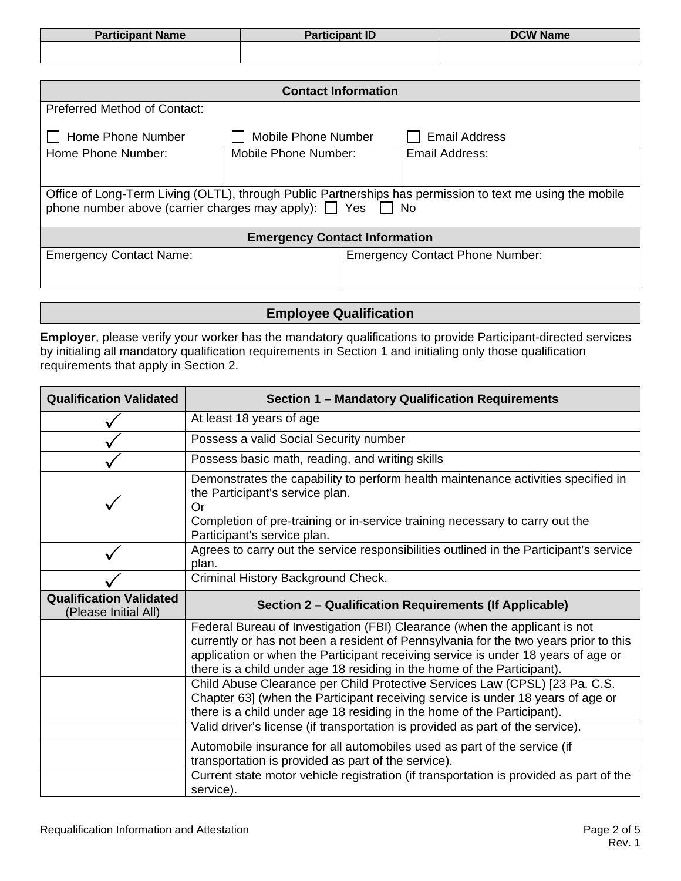| Participant Name | Participant ID | DCW Name |
|---|---|---|
| | | |

| Contact Information | | |
|---|---|---|
| Preferred Method of Contact:<br><br>☐ Home Phone Number ☐ Mobile Phone Number ☐ Email Address | | |
| Home Phone Number: | Mobile Phone Number: | Email Address: |
| Office of Long-Term Living (OLTL), through Public Partnerships has permission to text me using the mobile phone number above (carrier charges may apply): ☐ Yes ☐ No | | |

| Emergency Contact Information | |
|---|---|
| Emergency Contact Name: | Emergency Contact Phone Number: |

## Employee Qualification

**Employer**, please verify your worker has the mandatory qualifications to provide Participant-directed services by initialing all mandatory qualification requirements in Section 1 and initialing only those qualification requirements that apply in Section 2.

| Qualification Validated | Section 1 – Mandatory Qualification Requirements |
|---|---|
| ✓ | At least 18 years of age |
| ✓ | Possess a valid Social Security number |
| ✓ | Possess basic math, reading, and writing skills |
| ✓ | Demonstrates the capability to perform health maintenance activities specified in the Participant's service plan.<br>Or<br>Completion of pre-training or in-service training necessary to carry out the Participant's service plan. |
| ✓ | Agrees to carry out the service responsibilities outlined in the Participant's service plan. |
| ✓ | Criminal History Background Check. |
| **Qualification Validated** (Please Initial All) | **Section 2 – Qualification Requirements (If Applicable)** |
| | Federal Bureau of Investigation (FBI) Clearance (when the applicant is not currently or has not been a resident of Pennsylvania for the two years prior to this application or when the Participant receiving service is under 18 years of age or there is a child under age 18 residing in the home of the Participant). |
| | Child Abuse Clearance per Child Protective Services Law (CPSL) [23 Pa. C.S. Chapter 63] (when the Participant receiving service is under 18 years of age or there is a child under age 18 residing in the home of the Participant). |
| | Valid driver's license (if transportation is provided as part of the service). |
| | Automobile insurance for all automobiles used as part of the service (if transportation is provided as part of the service). |
| | Current state motor vehicle registration (if transportation is provided as part of the service). |

Requalification Information and Attestation

Rev. 1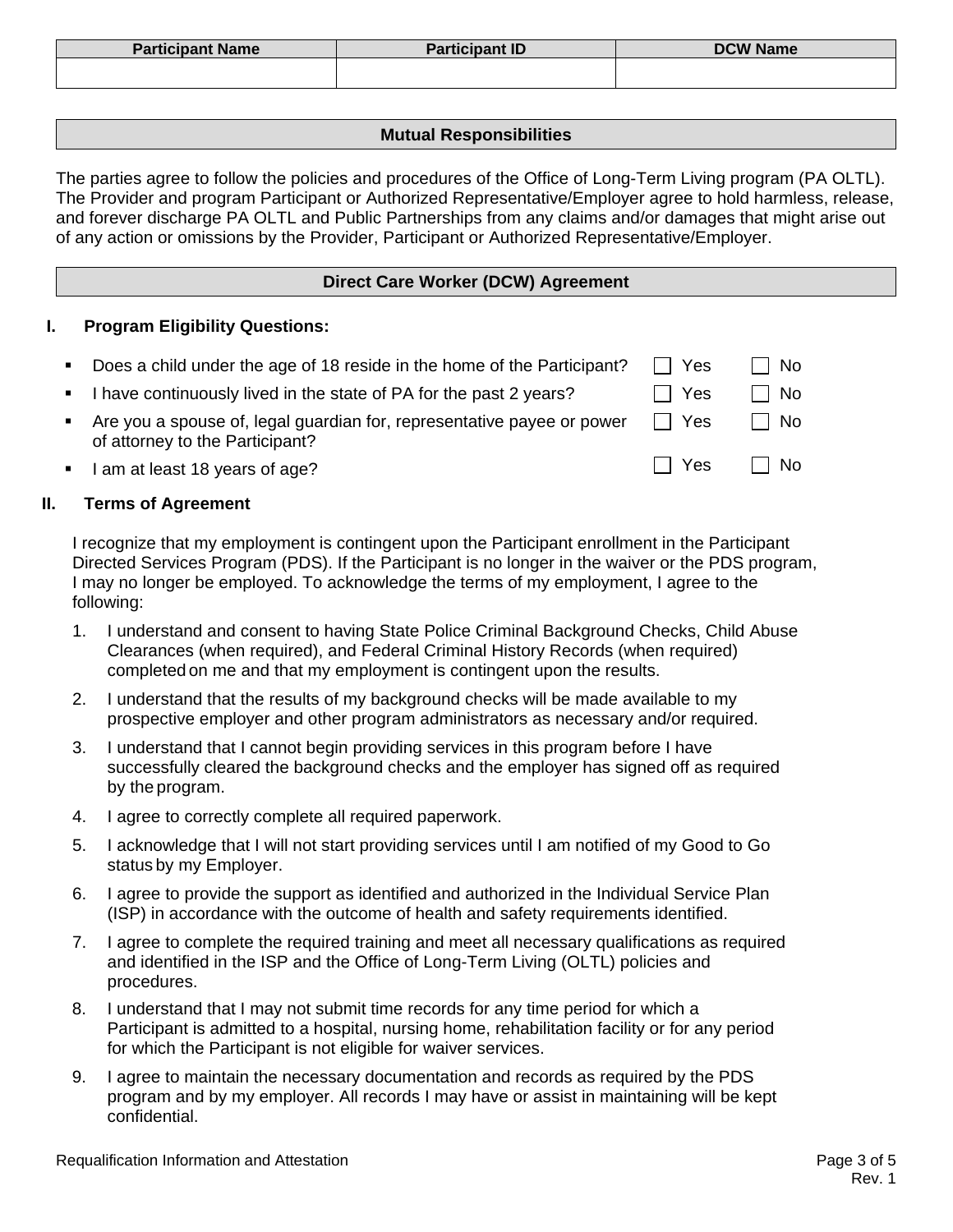| Participant Name | Participant ID | DCW Name |
|---|---|---|
| | | |

## Mutual Responsibilities

The parties agree to follow the policies and procedures of the Office of Long-Term Living program (PA OLTL). The Provider and program Participant or Authorized Representative/Employer agree to hold harmless, release, and forever discharge PA OLTL and Public Partnerships from any claims and/or damages that might arise out of any action or omissions by the Provider, Participant or Authorized Representative/Employer.

## Direct Care Worker (DCW) Agreement

### I. Program Eligibility Questions:

- Does a child under the age of 18 reside in the home of the Participant? ☐ Yes ☐ No
- I have continuously lived in the state of PA for the past 2 years? ☐ Yes ☐ No
- Are you a spouse of, legal guardian for, representative payee or power of attorney to the Participant? ☐ Yes ☐ No
- I am at least 18 years of age? ☐ Yes ☐ No

### II. Terms of Agreement

I recognize that my employment is contingent upon the Participant enrollment in the Participant Directed Services Program (PDS). If the Participant is no longer in the waiver or the PDS program, I may no longer be employed. To acknowledge the terms of my employment, I agree to the following:

1. I understand and consent to having State Police Criminal Background Checks, Child Abuse Clearances (when required), and Federal Criminal History Records (when required) completed on me and that my employment is contingent upon the results.
2. I understand that the results of my background checks will be made available to my prospective employer and other program administrators as necessary and/or required.
3. I understand that I cannot begin providing services in this program before I have successfully cleared the background checks and the employer has signed off as required by the program.
4. I agree to correctly complete all required paperwork.
5. I acknowledge that I will not start providing services until I am notified of my Good to Go status by my Employer.
6. I agree to provide the support as identified and authorized in the Individual Service Plan (ISP) in accordance with the outcome of health and safety requirements identified.
7. I agree to complete the required training and meet all necessary qualifications as required and identified in the ISP and the Office of Long-Term Living (OLTL) policies and procedures.
8. I understand that I may not submit time records for any time period for which a Participant is admitted to a hospital, nursing home, rehabilitation facility or for any period for which the Participant is not eligible for waiver services.
9. I agree to maintain the necessary documentation and records as required by the PDS program and by my employer. All records I may have or assist in maintaining will be kept confidential.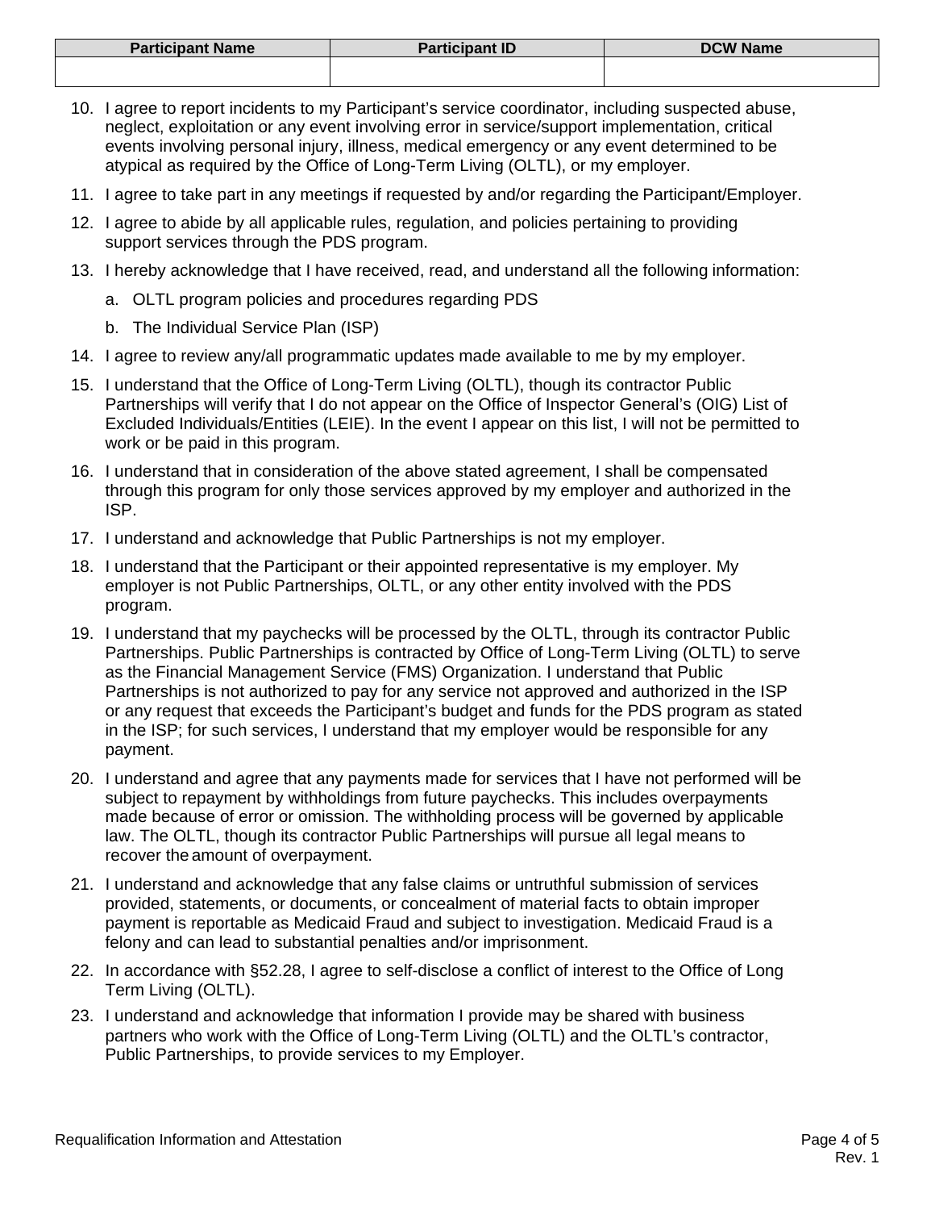| Participant Name | Participant ID | DCW Name |
| --- | --- | --- |
| | | |

10. I agree to report incidents to my Participant's service coordinator, including suspected abuse, neglect, exploitation or any event involving error in service/support implementation, critical events involving personal injury, illness, medical emergency or any event determined to be atypical as required by the Office of Long-Term Living (OLTL), or my employer.
11. I agree to take part in any meetings if requested by and/or regarding the Participant/Employer.
12. I agree to abide by all applicable rules, regulation, and policies pertaining to providing support services through the PDS program.
13. I hereby acknowledge that I have received, read, and understand all the following information:
    a. OLTL program policies and procedures regarding PDS
    b. The Individual Service Plan (ISP)
14. I agree to review any/all programmatic updates made available to me by my employer.
15. I understand that the Office of Long-Term Living (OLTL), though its contractor Public Partnerships will verify that I do not appear on the Office of Inspector General's (OIG) List of Excluded Individuals/Entities (LEIE). In the event I appear on this list, I will not be permitted to work or be paid in this program.
16. I understand that in consideration of the above stated agreement, I shall be compensated through this program for only those services approved by my employer and authorized in the ISP.
17. I understand and acknowledge that Public Partnerships is not my employer.
18. I understand that the Participant or their appointed representative is my employer. My employer is not Public Partnerships, OLTL, or any other entity involved with the PDS program.
19. I understand that my paychecks will be processed by the OLTL, through its contractor Public Partnerships. Public Partnerships is contracted by Office of Long-Term Living (OLTL) to serve as the Financial Management Service (FMS) Organization. I understand that Public Partnerships is not authorized to pay for any service not approved and authorized in the ISP or any request that exceeds the Participant's budget and funds for the PDS program as stated in the ISP; for such services, I understand that my employer would be responsible for any payment.
20. I understand and agree that any payments made for services that I have not performed will be subject to repayment by withholdings from future paychecks. This includes overpayments made because of error or omission. The withholding process will be governed by applicable law. The OLTL, though its contractor Public Partnerships will pursue all legal means to recover the amount of overpayment.
21. I understand and acknowledge that any false claims or untruthful submission of services provided, statements, or documents, or concealment of material facts to obtain improper payment is reportable as Medicaid Fraud and subject to investigation. Medicaid Fraud is a felony and can lead to substantial penalties and/or imprisonment.
22. In accordance with §52.28, I agree to self-disclose a conflict of interest to the Office of Long Term Living (OLTL).
23. I understand and acknowledge that information I provide may be shared with business partners who work with the Office of Long-Term Living (OLTL) and the OLTL's contractor, Public Partnerships, to provide services to my Employer.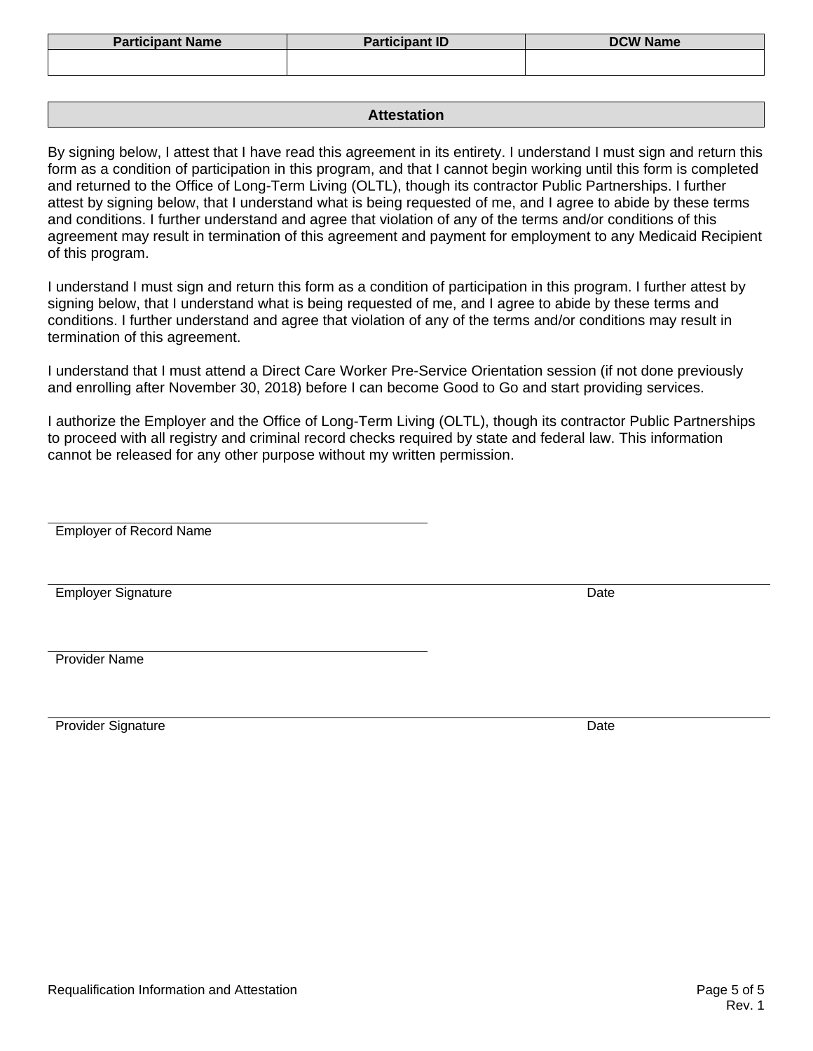| Participant Name | Participant ID | DCW Name |
|---|---|---|
| | | |

## Attestation

By signing below, I attest that I have read this agreement in its entirety. I understand I must sign and return this form as a condition of participation in this program, and that I cannot begin working until this form is completed and returned to the Office of Long-Term Living (OLTL), though its contractor Public Partnerships. I further attest by signing below, that I understand what is being requested of me, and I agree to abide by these terms and conditions. I further understand and agree that violation of any of the terms and/or conditions of this agreement may result in termination of this agreement and payment for employment to any Medicaid Recipient of this program.

I understand I must sign and return this form as a condition of participation in this program. I further attest by signing below, that I understand what is being requested of me, and I agree to abide by these terms and conditions. I further understand and agree that violation of any of the terms and/or conditions may result in termination of this agreement.

I understand that I must attend a Direct Care Worker Pre-Service Orientation session (if not done previously and enrolling after November 30, 2018) before I can become Good to Go and start providing services.

I authorize the Employer and the Office of Long-Term Living (OLTL), though its contractor Public Partnerships to proceed with all registry and criminal record checks required by state and federal law. This information cannot be released for any other purpose without my written permission.

Employer of Record Name

Employer Signature　　　　　　　　　　Date

Provider Name

Provider Signature　　　　　　　　　　Date